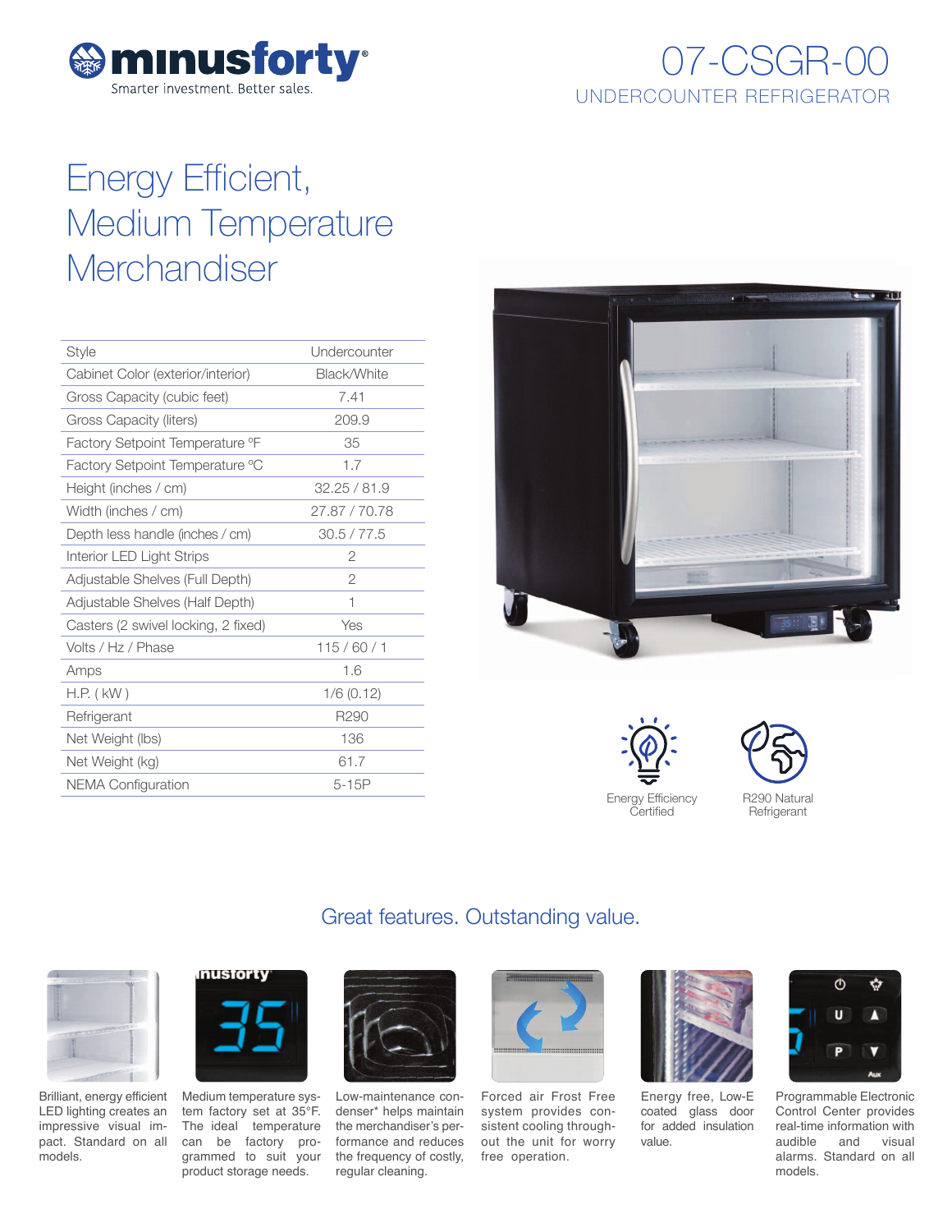minusforty®
Smarter investment. Better sales.

# 07-CSGR-00

## UNDERCOUNTER REFRIGERATOR

# Energy Efficient, Medium Temperature Merchandiser

| Style | Undercounter |
|---|---|
| Cabinet Color (exterior/interior) | Black/White |
| Gross Capacity (cubic feet) | 7.41 |
| Gross Capacity (liters) | 209.9 |
| Factory Setpoint Temperature ºF | 35 |
| Factory Setpoint Temperature ºC | 1.7 |
| Height (inches / cm) | 32.25 / 81.9 |
| Width (inches / cm) | 27.87 / 70.78 |
| Depth less handle (inches / cm) | 30.5 / 77.5 |
| Interior LED Light Strips | 2 |
| Adjustable Shelves (Full Depth) | 2 |
| Adjustable Shelves (Half Depth) | 1 |
| Casters (2 swivel locking, 2 fixed) | Yes |
| Volts / Hz / Phase | 115 / 60 / 1 |
| Amps | 1.6 |
| H.P. ( kW ) | 1/6 (0.12) |
| Refrigerant | R290 |
| Net Weight (lbs) | 136 |
| Net Weight (kg) | 61.7 |
| NEMA Configuration | 5-15P |

Energy Efficiency Certified

R290 Natural Refrigerant

## Great features. Outstanding value.

Brilliant, energy efficient LED lighting creates an impressive visual impact. Standard on all models.

Medium temperature system factory set at 35°F. The ideal temperature can be factory programmed to suit your product storage needs.

Low-maintenance condenser* helps maintain the merchandiser's performance and reduces the frequency of costly, regular cleaning.

Forced air Frost Free system provides consistent cooling throughout the unit for worry free operation.

Energy free, Low-E coated glass door for added insulation value.

Programmable Electronic Control Center provides real-time information with audible and visual alarms. Standard on all models.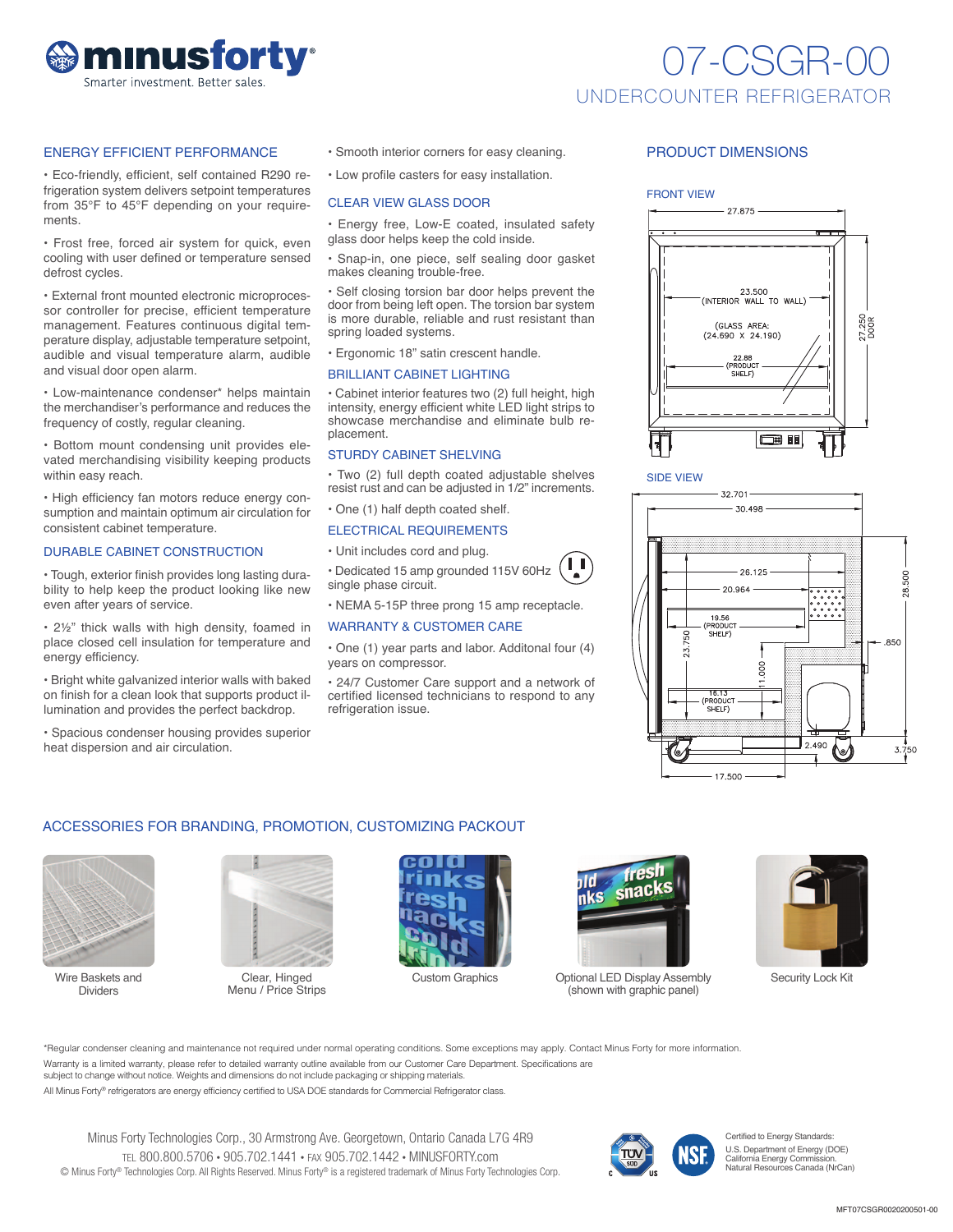# 07-CSGR-00

## UNDERCOUNTER REFRIGERATOR

### ENERGY EFFICIENT PERFORMANCE

• Eco-friendly, efficient, self contained R290 refrigeration system delivers setpoint temperatures from 35°F to 45°F depending on your requirements.

• Frost free, forced air system for quick, even cooling with user defined or temperature sensed defrost cycles.

• External front mounted electronic microprocessor controller for precise, efficient temperature management. Features continuous digital temperature display, adjustable temperature setpoint, audible and visual temperature alarm, audible and visual door open alarm.

• Low-maintenance condenser* helps maintain the merchandiser's performance and reduces the frequency of costly, regular cleaning.

• Bottom mount condensing unit provides elevated merchandising visibility keeping products within easy reach.

• High efficiency fan motors reduce energy consumption and maintain optimum air circulation for consistent cabinet temperature.

### DURABLE CABINET CONSTRUCTION

• Tough, exterior finish provides long lasting durability to help keep the product looking like new even after years of service.

• 2½" thick walls with high density, foamed in place closed cell insulation for temperature and energy efficiency.

• Bright white galvanized interior walls with baked on finish for a clean look that supports product illumination and provides the perfect backdrop.

• Spacious condenser housing provides superior heat dispersion and air circulation.

• Smooth interior corners for easy cleaning.

• Low profile casters for easy installation.

### CLEAR VIEW GLASS DOOR

• Energy free, Low-E coated, insulated safety glass door helps keep the cold inside.

• Snap-in, one piece, self sealing door gasket makes cleaning trouble-free.

• Self closing torsion bar door helps prevent the door from being left open. The torsion bar system is more durable, reliable and rust resistant than spring loaded systems.

• Ergonomic 18" satin crescent handle.

### BRILLIANT CABINET LIGHTING

• Cabinet interior features two (2) full height, high intensity, energy efficient white LED light strips to showcase merchandise and eliminate bulb replacement.

### STURDY CABINET SHELVING

• Two (2) full depth coated adjustable shelves resist rust and can be adjusted in 1/2" increments.

• One (1) half depth coated shelf.

### ELECTRICAL REQUIREMENTS

• Unit includes cord and plug.

• Dedicated 15 amp grounded 115V 60Hz single phase circuit.

• NEMA 5-15P three prong 15 amp receptacle.

### WARRANTY & CUSTOMER CARE

• One (1) year parts and labor. Additonal four (4) years on compressor.

• 24/7 Customer Care support and a network of certified licensed technicians to respond to any refrigeration issue.

### PRODUCT DIMENSIONS

FRONT VIEW

27.875

23.500 (INTERIOR WALL TO WALL)

(GLASS AREA: (24.690 X 24.190)

22.88 (PRODUCT SHELF)

27.250 DOOR

SIDE VIEW

32.701

30.498

26.125

20.964

19.56 (PRODUCT SHELF)

23.750

11.000

16.13 (PRODUCT SHELF)

28.500

.850

2.490

3.750

17.500

### ACCESSORIES FOR BRANDING, PROMOTION, CUSTOMIZING PACKOUT

Wire Baskets and Dividers

Clear, Hinged Menu / Price Strips

Custom Graphics

Optional LED Display Assembly (shown with graphic panel)

Security Lock Kit

*Regular condenser cleaning and maintenance not required under normal operating conditions. Some exceptions may apply. Contact Minus Forty for more information.

Warranty is a limited warranty, please refer to detailed warranty outline available from our Customer Care Department. Specifications are subject to change without notice. Weights and dimensions do not include packaging or shipping materials.

All Minus Forty® refrigerators are energy efficiency certified to USA DOE standards for Commercial Refrigerator class.

Minus Forty Technologies Corp., 30 Armstrong Ave. Georgetown, Ontario Canada L7G 4R9
TEL 800.800.5706 • 905.702.1441 • FAX 905.702.1442 • MINUSFORTY.com
© Minus Forty® Technologies Corp. All Rights Reserved. Minus Forty® is a registered trademark of Minus Forty Technologies Corp.

Certified to Energy Standards:
U.S. Department of Energy (DOE)
California Energy Commission.
Natural Resources Canada (NrCan)

MFT07CSGR0020200501-00